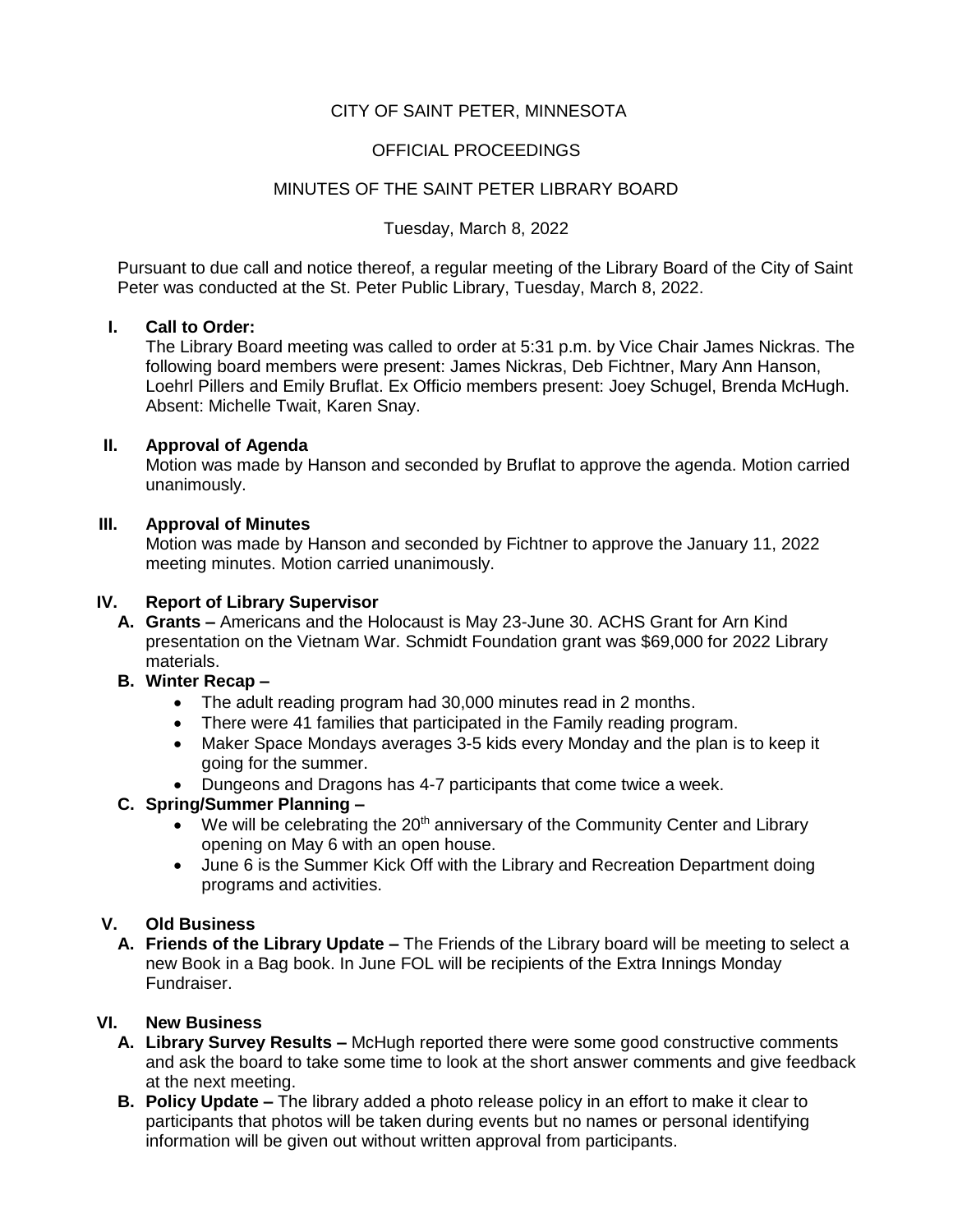CITY OF SAINT PETER, MINNESOTA

OFFICIAL PROCEEDINGS

MINUTES OF THE SAINT PETER LIBRARY BOARD

Tuesday, March 8, 2022

Pursuant to due call and notice thereof, a regular meeting of the Library Board of the City of Saint Peter was conducted at the St. Peter Public Library, Tuesday, March 8, 2022.

## I. Call to Order:

The Library Board meeting was called to order at 5:31 p.m. by Vice Chair James Nickras. The following board members were present: James Nickras, Deb Fichtner, Mary Ann Hanson, Loehrl Pillers and Emily Bruflat. Ex Officio members present: Joey Schugel, Brenda McHugh. Absent: Michelle Twait, Karen Snay.

## II. Approval of Agenda

Motion was made by Hanson and seconded by Bruflat to approve the agenda. Motion carried unanimously.

## III. Approval of Minutes

Motion was made by Hanson and seconded by Fichtner to approve the January 11, 2022 meeting minutes. Motion carried unanimously.

## IV. Report of Library Supervisor

**A. Grants –** Americans and the Holocaust is May 23-June 30. ACHS Grant for Arn Kind presentation on the Vietnam War. Schmidt Foundation grant was $69,000 for 2022 Library materials.

**B. Winter Recap –**

- The adult reading program had 30,000 minutes read in 2 months.
- There were 41 families that participated in the Family reading program.
- Maker Space Mondays averages 3-5 kids every Monday and the plan is to keep it going for the summer.
- Dungeons and Dragons has 4-7 participants that come twice a week.

**C. Spring/Summer Planning –**

- We will be celebrating the 20th anniversary of the Community Center and Library opening on May 6 with an open house.
- June 6 is the Summer Kick Off with the Library and Recreation Department doing programs and activities.

## V. Old Business

**A. Friends of the Library Update –** The Friends of the Library board will be meeting to select a new Book in a Bag book. In June FOL will be recipients of the Extra Innings Monday Fundraiser.

## VI. New Business

**A. Library Survey Results –** McHugh reported there were some good constructive comments and ask the board to take some time to look at the short answer comments and give feedback at the next meeting.

**B. Policy Update –** The library added a photo release policy in an effort to make it clear to participants that photos will be taken during events but no names or personal identifying information will be given out without written approval from participants.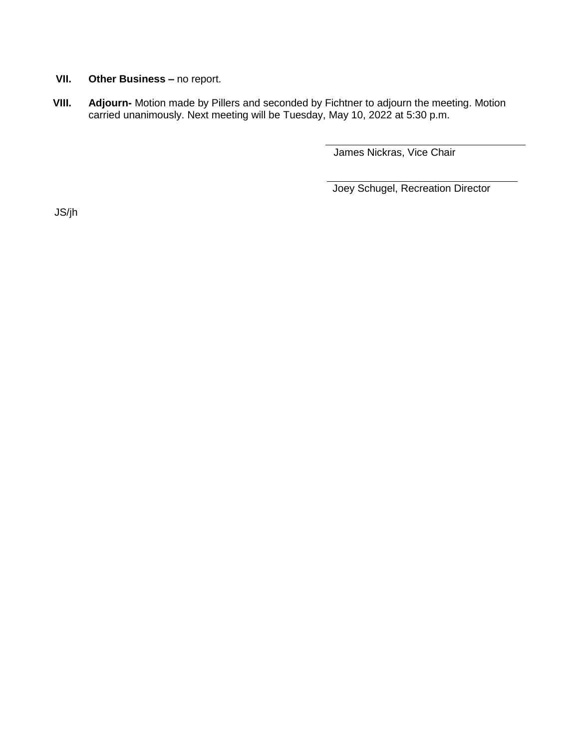**VII. Other Business –** no report.

**VIII. Adjourn-** Motion made by Pillers and seconded by Fichtner to adjourn the meeting. Motion carried unanimously. Next meeting will be Tuesday, May 10, 2022 at 5:30 p.m.

\_\_\_\_\_\_\_\_\_\_\_\_\_\_\_\_\_\_\_\_\_\_\_\_\_\_\_\_\_\_\_\_\_\_\_\_

James Nickras, Vice Chair

\_\_\_\_\_\_\_\_\_\_\_\_\_\_\_\_\_\_\_\_\_\_\_\_\_\_\_\_\_\_\_\_\_\_\_\_

Joey Schugel, Recreation Director

JS/jh